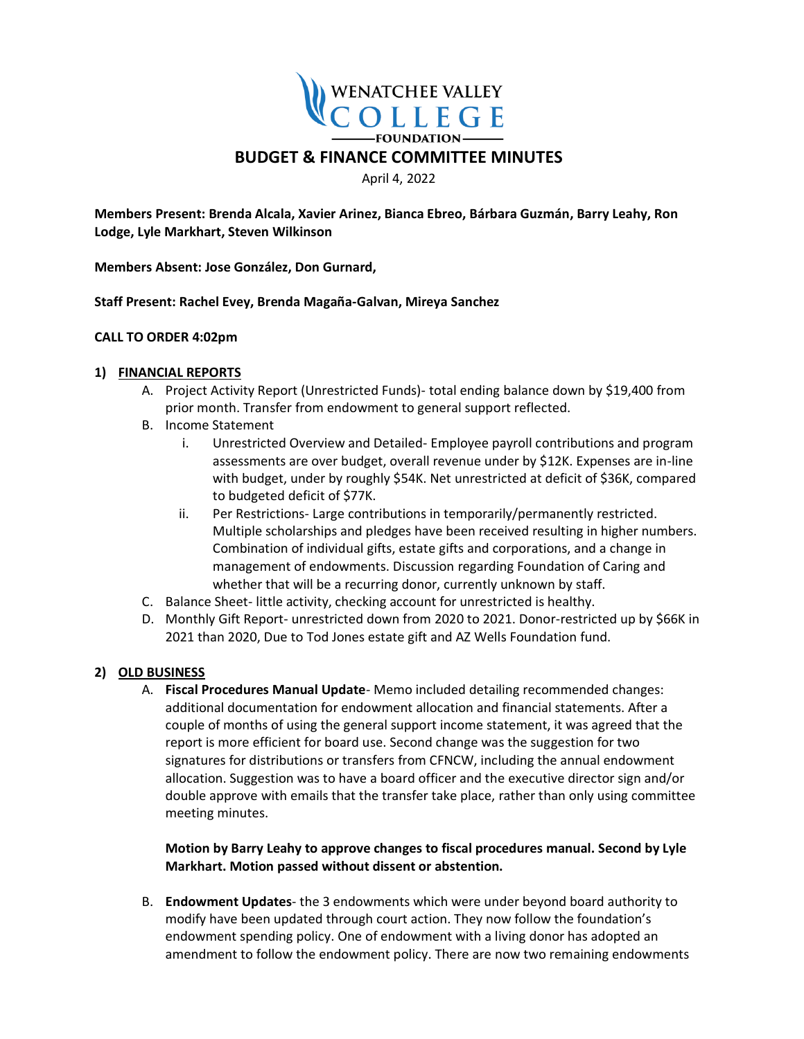# BUDGET & FINANCE COMMITTEE MINUTES

April 4, 2022

**Members Present: Brenda Alcala, Xavier Arinez, Bianca Ebreo, Bárbara Guzmán, Barry Leahy, Ron Lodge, Lyle Markhart, Steven Wilkinson**

**Members Absent: Jose González, Don Gurnard,**

**Staff Present: Rachel Evey, Brenda Magaña-Galvan, Mireya Sanchez**

**CALL TO ORDER 4:02pm**

1) **FINANCIAL REPORTS**
   A. Project Activity Report (Unrestricted Funds)- total ending balance down by $19,400 from prior month. Transfer from endowment to general support reflected.
   B. Income Statement
      i. Unrestricted Overview and Detailed- Employee payroll contributions and program assessments are over budget, overall revenue under by $12K. Expenses are in-line with budget, under by roughly $54K. Net unrestricted at deficit of $36K, compared to budgeted deficit of $77K.
      ii. Per Restrictions- Large contributions in temporarily/permanently restricted. Multiple scholarships and pledges have been received resulting in higher numbers. Combination of individual gifts, estate gifts and corporations, and a change in management of endowments. Discussion regarding Foundation of Caring and whether that will be a recurring donor, currently unknown by staff.
   C. Balance Sheet- little activity, checking account for unrestricted is healthy.
   D. Monthly Gift Report- unrestricted down from 2020 to 2021. Donor-restricted up by $66K in 2021 than 2020, Due to Tod Jones estate gift and AZ Wells Foundation fund.

2) **OLD BUSINESS**
   A. **Fiscal Procedures Manual Update**- Memo included detailing recommended changes: additional documentation for endowment allocation and financial statements. After a couple of months of using the general support income statement, it was agreed that the report is more efficient for board use. Second change was the suggestion for two signatures for distributions or transfers from CFNCW, including the annual endowment allocation. Suggestion was to have a board officer and the executive director sign and/or double approve with emails that the transfer take place, rather than only using committee meeting minutes.

      **Motion by Barry Leahy to approve changes to fiscal procedures manual. Second by Lyle Markhart. Motion passed without dissent or abstention.**

   B. **Endowment Updates**- the 3 endowments which were under beyond board authority to modify have been updated through court action. They now follow the foundation's endowment spending policy. One of endowment with a living donor has adopted an amendment to follow the endowment policy. There are now two remaining endowments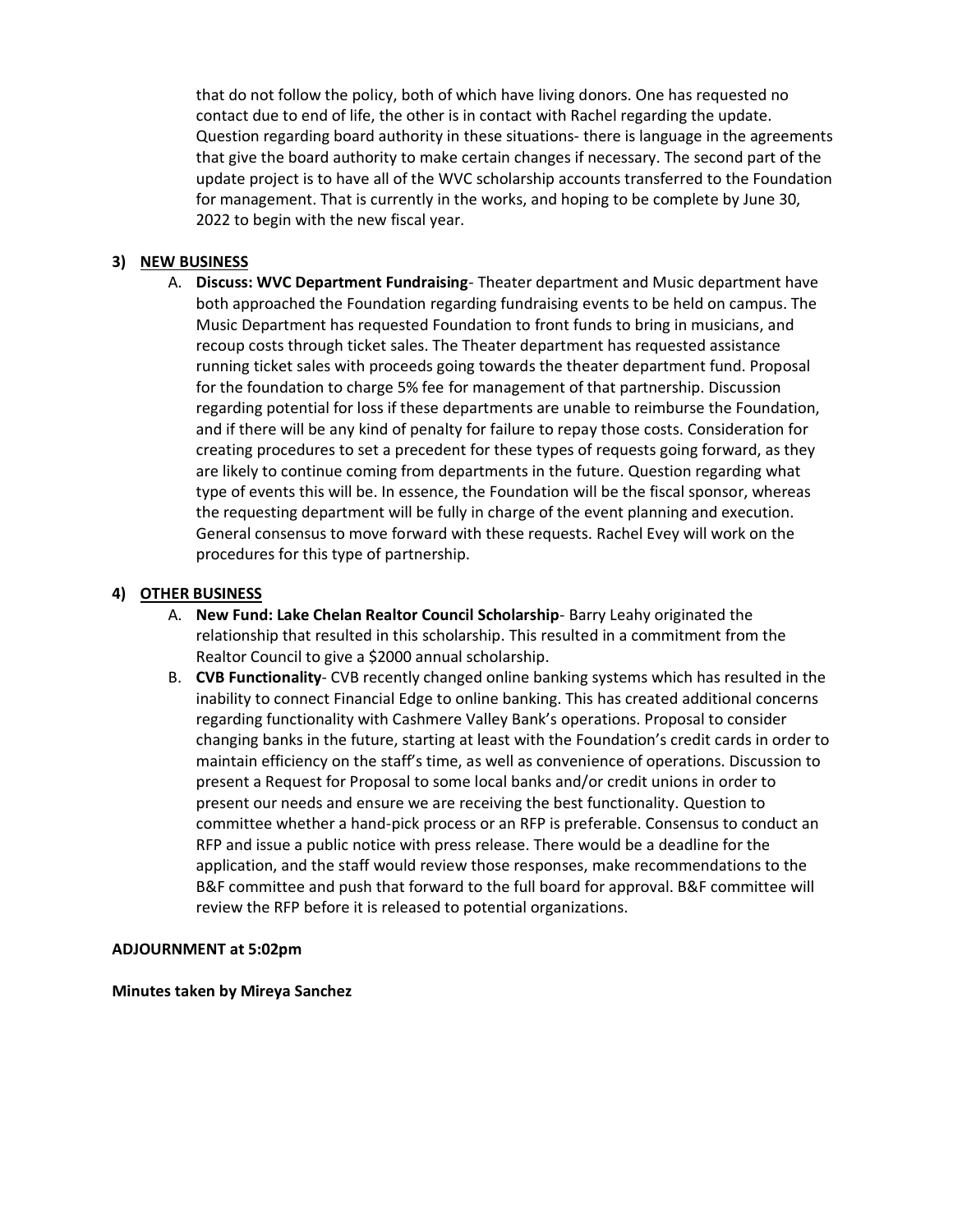that do not follow the policy, both of which have living donors. One has requested no contact due to end of life, the other is in contact with Rachel regarding the update. Question regarding board authority in these situations- there is language in the agreements that give the board authority to make certain changes if necessary. The second part of the update project is to have all of the WVC scholarship accounts transferred to the Foundation for management. That is currently in the works, and hoping to be complete by June 30, 2022 to begin with the new fiscal year.

**3) NEW BUSINESS**

A. **Discuss: WVC Department Fundraising**- Theater department and Music department have both approached the Foundation regarding fundraising events to be held on campus. The Music Department has requested Foundation to front funds to bring in musicians, and recoup costs through ticket sales. The Theater department has requested assistance running ticket sales with proceeds going towards the theater department fund. Proposal for the foundation to charge 5% fee for management of that partnership. Discussion regarding potential for loss if these departments are unable to reimburse the Foundation, and if there will be any kind of penalty for failure to repay those costs. Consideration for creating procedures to set a precedent for these types of requests going forward, as they are likely to continue coming from departments in the future. Question regarding what type of events this will be. In essence, the Foundation will be the fiscal sponsor, whereas the requesting department will be fully in charge of the event planning and execution. General consensus to move forward with these requests. Rachel Evey will work on the procedures for this type of partnership.

**4) OTHER BUSINESS**

A. **New Fund: Lake Chelan Realtor Council Scholarship**- Barry Leahy originated the relationship that resulted in this scholarship. This resulted in a commitment from the Realtor Council to give a $2000 annual scholarship.

B. **CVB Functionality**- CVB recently changed online banking systems which has resulted in the inability to connect Financial Edge to online banking. This has created additional concerns regarding functionality with Cashmere Valley Bank's operations. Proposal to consider changing banks in the future, starting at least with the Foundation's credit cards in order to maintain efficiency on the staff's time, as well as convenience of operations. Discussion to present a Request for Proposal to some local banks and/or credit unions in order to present our needs and ensure we are receiving the best functionality. Question to committee whether a hand-pick process or an RFP is preferable. Consensus to conduct an RFP and issue a public notice with press release. There would be a deadline for the application, and the staff would review those responses, make recommendations to the B&F committee and push that forward to the full board for approval. B&F committee will review the RFP before it is released to potential organizations.

**ADJOURNMENT at 5:02pm**

**Minutes taken by Mireya Sanchez**